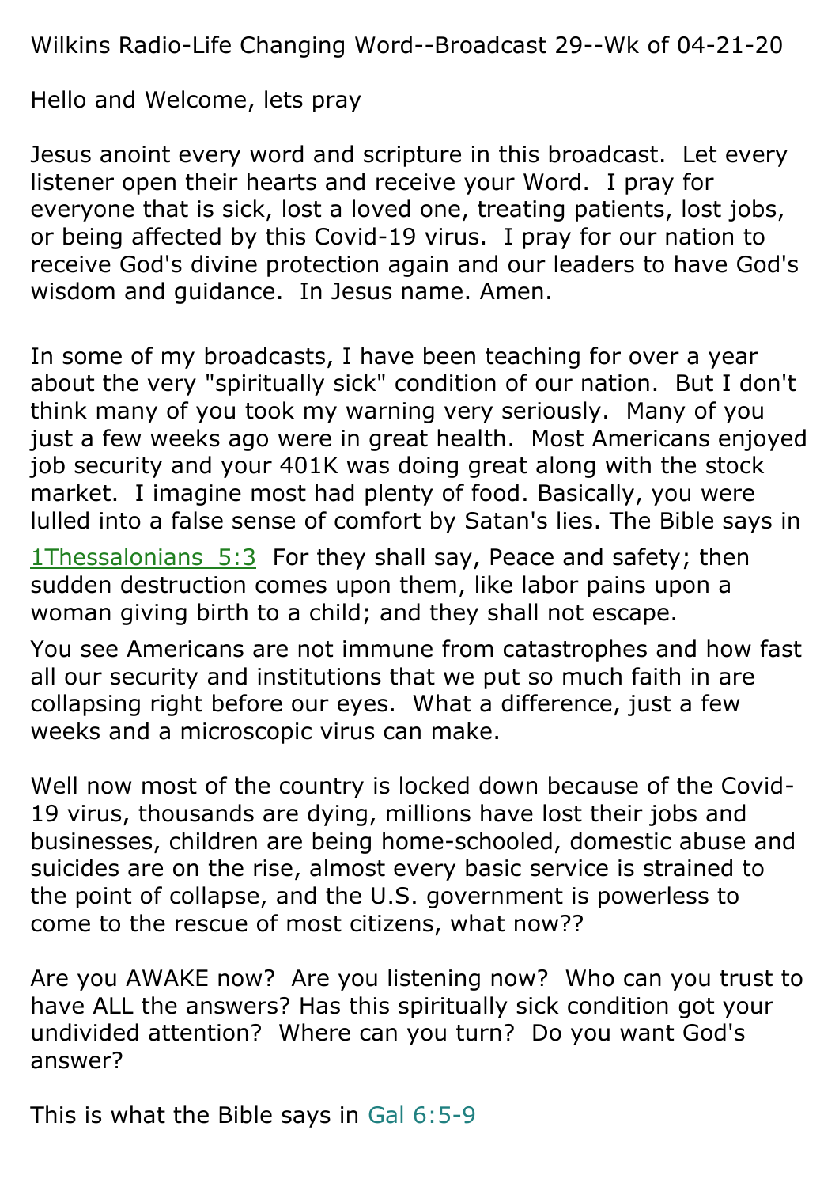Wilkins Radio-Life Changing Word--Broadcast 29--Wk of 04-21-20

Hello and Welcome, lets pray

Jesus anoint every word and scripture in this broadcast. Let every listener open their hearts and receive your Word. I pray for everyone that is sick, lost a loved one, treating patients, lost jobs, or being affected by this Covid-19 virus. I pray for our nation to receive God's divine protection again and our leaders to have God's wisdom and guidance. In Jesus name. Amen.

In some of my broadcasts, I have been teaching for over a year about the very "spiritually sick" condition of our nation. But I don't think many of you took my warning very seriously. Many of you just a few weeks ago were in great health. Most Americans enjoyed job security and your 401K was doing great along with the stock market. I imagine most had plenty of food. Basically, you were lulled into a false sense of comfort by Satan's lies. The Bible says in

1Thessalonians_5:3 For they shall say, Peace and safety; then sudden destruction comes upon them, like labor pains upon a woman giving birth to a child; and they shall not escape.

You see Americans are not immune from catastrophes and how fast all our security and institutions that we put so much faith in are collapsing right before our eyes. What a difference, just a few weeks and a microscopic virus can make.

Well now most of the country is locked down because of the Covid-19 virus, thousands are dying, millions have lost their jobs and businesses, children are being home-schooled, domestic abuse and suicides are on the rise, almost every basic service is strained to the point of collapse, and the U.S. government is powerless to come to the rescue of most citizens, what now??

Are you AWAKE now? Are you listening now? Who can you trust to have ALL the answers? Has this spiritually sick condition got your undivided attention? Where can you turn? Do you want God's answer?

This is what the Bible says in Gal 6:5-9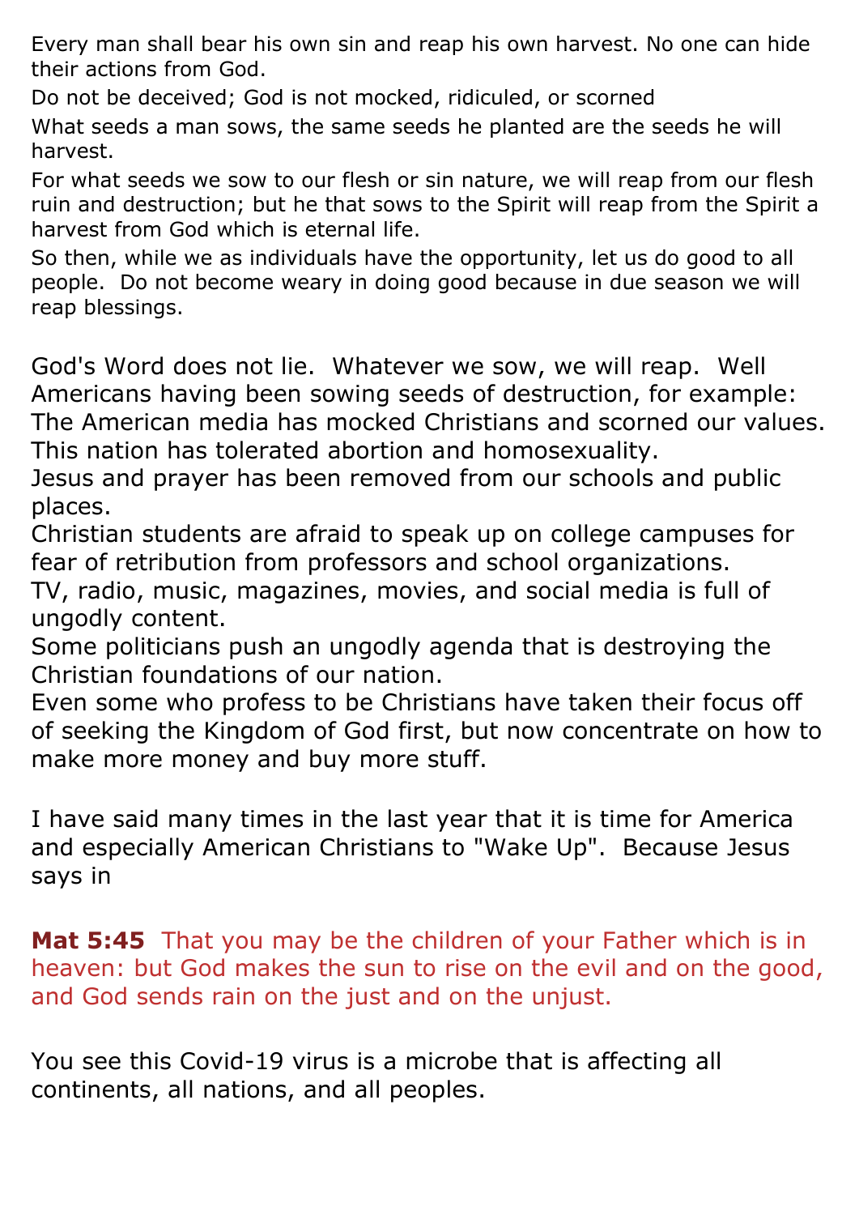Every man shall bear his own sin and reap his own harvest. No one can hide their actions from God.

Do not be deceived; God is not mocked, ridiculed, or scorned

What seeds a man sows, the same seeds he planted are the seeds he will harvest.

For what seeds we sow to our flesh or sin nature, we will reap from our flesh ruin and destruction; but he that sows to the Spirit will reap from the Spirit a harvest from God which is eternal life.

So then, while we as individuals have the opportunity, let us do good to all people. Do not become weary in doing good because in due season we will reap blessings.

God's Word does not lie. Whatever we sow, we will reap. Well Americans having been sowing seeds of destruction, for example:

The American media has mocked Christians and scorned our values.

This nation has tolerated abortion and homosexuality.

Jesus and prayer has been removed from our schools and public places.

Christian students are afraid to speak up on college campuses for fear of retribution from professors and school organizations.

TV, radio, music, magazines, movies, and social media is full of ungodly content.

Some politicians push an ungodly agenda that is destroying the Christian foundations of our nation.

Even some who profess to be Christians have taken their focus off of seeking the Kingdom of God first, but now concentrate on how to make more money and buy more stuff.

I have said many times in the last year that it is time for America and especially American Christians to "Wake Up". Because Jesus says in

**Mat 5:45** That you may be the children of your Father which is in heaven: but God makes the sun to rise on the evil and on the good, and God sends rain on the just and on the unjust.

You see this Covid-19 virus is a microbe that is affecting all continents, all nations, and all peoples.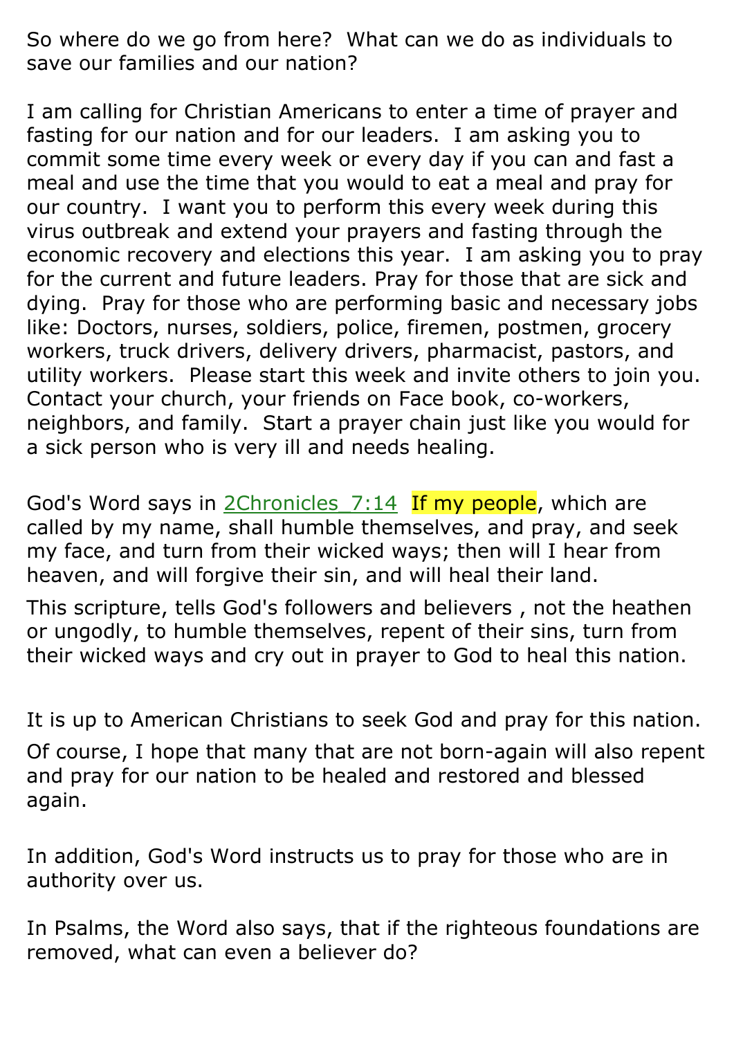So where do we go from here? What can we do as individuals to save our families and our nation?

I am calling for Christian Americans to enter a time of prayer and fasting for our nation and for our leaders. I am asking you to commit some time every week or every day if you can and fast a meal and use the time that you would to eat a meal and pray for our country. I want you to perform this every week during this virus outbreak and extend your prayers and fasting through the economic recovery and elections this year. I am asking you to pray for the current and future leaders. Pray for those that are sick and dying. Pray for those who are performing basic and necessary jobs like: Doctors, nurses, soldiers, police, firemen, postmen, grocery workers, truck drivers, delivery drivers, pharmacist, pastors, and utility workers. Please start this week and invite others to join you. Contact your church, your friends on Face book, co-workers, neighbors, and family. Start a prayer chain just like you would for a sick person who is very ill and needs healing.

God's Word says in 2Chronicles_7:14 If my people, which are called by my name, shall humble themselves, and pray, and seek my face, and turn from their wicked ways; then will I hear from heaven, and will forgive their sin, and will heal their land.

This scripture, tells God's followers and believers , not the heathen or ungodly, to humble themselves, repent of their sins, turn from their wicked ways and cry out in prayer to God to heal this nation.

It is up to American Christians to seek God and pray for this nation.

Of course, I hope that many that are not born-again will also repent and pray for our nation to be healed and restored and blessed again.

In addition, God's Word instructs us to pray for those who are in authority over us.

In Psalms, the Word also says, that if the righteous foundations are removed, what can even a believer do?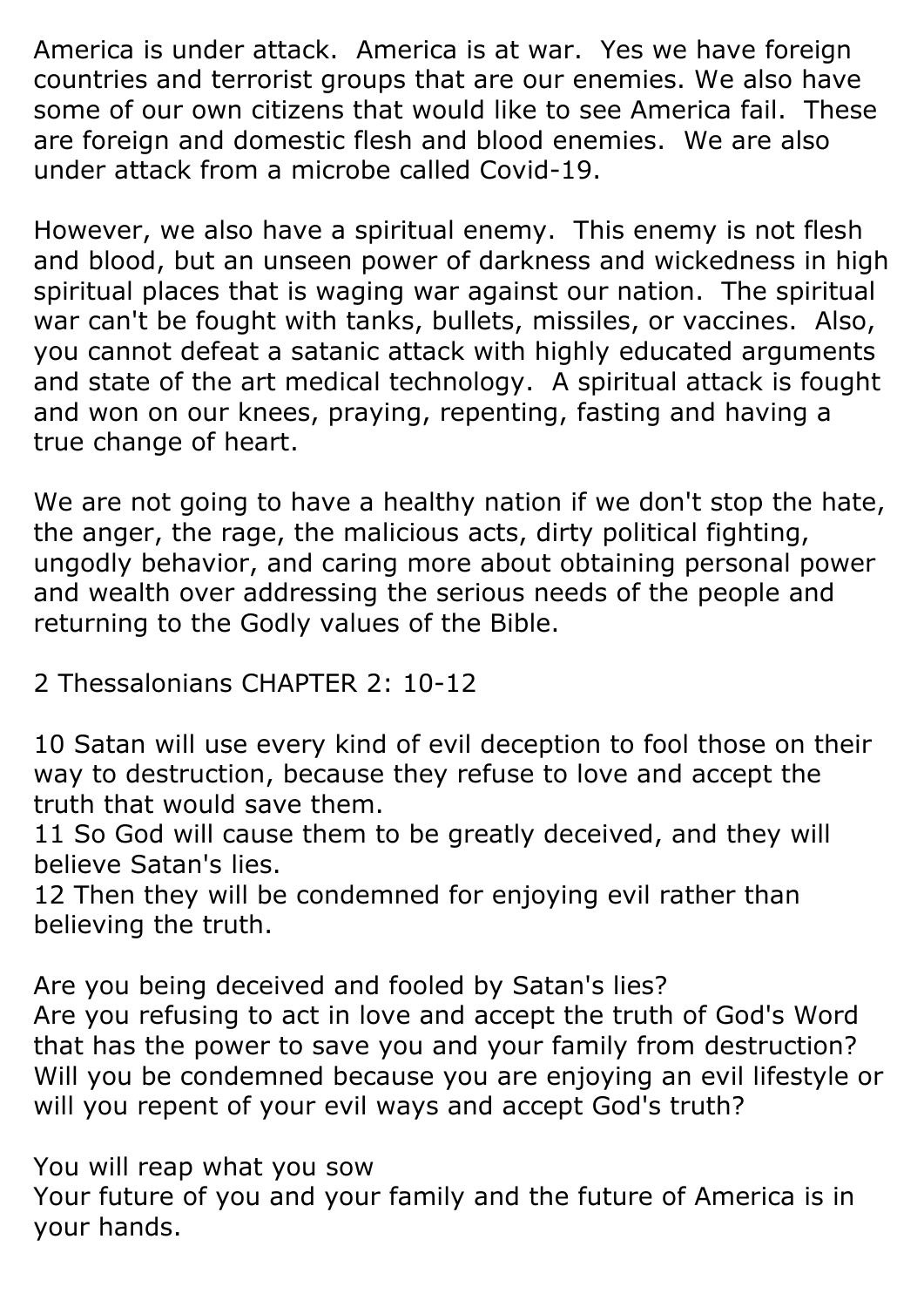America is under attack. America is at war. Yes we have foreign countries and terrorist groups that are our enemies. We also have some of our own citizens that would like to see America fail. These are foreign and domestic flesh and blood enemies. We are also under attack from a microbe called Covid-19.

However, we also have a spiritual enemy. This enemy is not flesh and blood, but an unseen power of darkness and wickedness in high spiritual places that is waging war against our nation. The spiritual war can't be fought with tanks, bullets, missiles, or vaccines. Also, you cannot defeat a satanic attack with highly educated arguments and state of the art medical technology. A spiritual attack is fought and won on our knees, praying, repenting, fasting and having a true change of heart.

We are not going to have a healthy nation if we don't stop the hate, the anger, the rage, the malicious acts, dirty political fighting, ungodly behavior, and caring more about obtaining personal power and wealth over addressing the serious needs of the people and returning to the Godly values of the Bible.

2 Thessalonians CHAPTER 2: 10-12

10 Satan will use every kind of evil deception to fool those on their way to destruction, because they refuse to love and accept the truth that would save them.
11 So God will cause them to be greatly deceived, and they will believe Satan's lies.
12 Then they will be condemned for enjoying evil rather than believing the truth.

Are you being deceived and fooled by Satan's lies?
Are you refusing to act in love and accept the truth of God's Word that has the power to save you and your family from destruction?
Will you be condemned because you are enjoying an evil lifestyle or will you repent of your evil ways and accept God's truth?

You will reap what you sow
Your future of you and your family and the future of America is in your hands.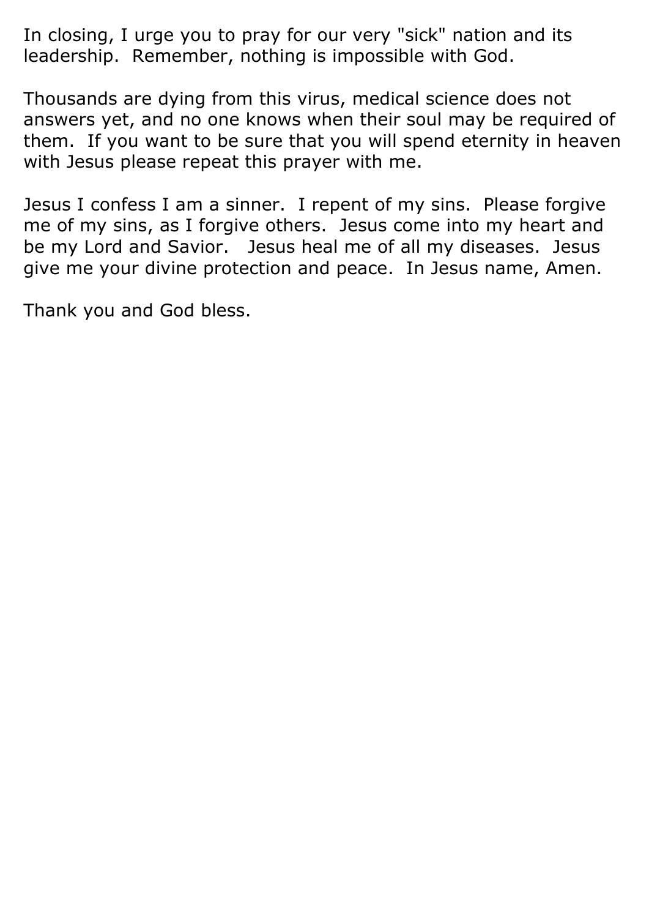In closing, I urge you to pray for our very "sick" nation and its leadership. Remember, nothing is impossible with God.

Thousands are dying from this virus, medical science does not answers yet, and no one knows when their soul may be required of them. If you want to be sure that you will spend eternity in heaven with Jesus please repeat this prayer with me.

Jesus I confess I am a sinner. I repent of my sins. Please forgive me of my sins, as I forgive others. Jesus come into my heart and be my Lord and Savior. Jesus heal me of all my diseases. Jesus give me your divine protection and peace. In Jesus name, Amen.

Thank you and God bless.